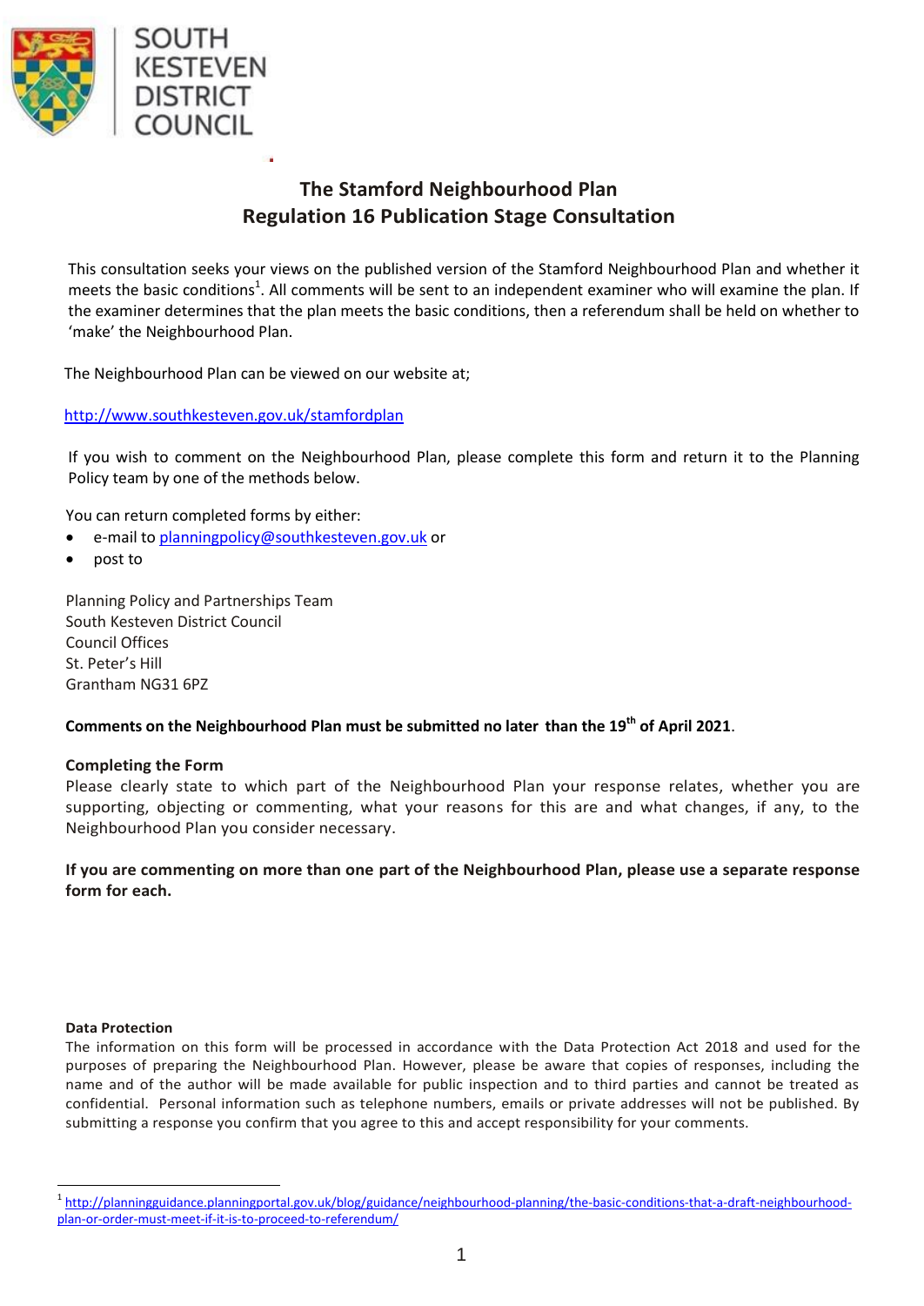SOUTH KESTEVEN DISTRICT COUNCIL

# The Stamford Neighbourhood Plan
## Regulation 16 Publication Stage Consultation

This consultation seeks your views on the published version of the Stamford Neighbourhood Plan and whether it meets the basic conditions[1]. All comments will be sent to an independent examiner who will examine the plan. If the examiner determines that the plan meets the basic conditions, then a referendum shall be held on whether to 'make' the Neighbourhood Plan.

The Neighbourhood Plan can be viewed on our website at;

http://www.southkesteven.gov.uk/stamfordplan

If you wish to comment on the Neighbourhood Plan, please complete this form and return it to the Planning Policy team by one of the methods below.

You can return completed forms by either:

- e-mail to planningpolicy@southkesteven.gov.uk or
- post to

Planning Policy and Partnerships Team
South Kesteven District Council
Council Offices
St. Peter's Hill
Grantham NG31 6PZ

**Comments on the Neighbourhood Plan must be submitted no later than the 19th of April 2021**.

**Completing the Form**

Please clearly state to which part of the Neighbourhood Plan your response relates, whether you are supporting, objecting or commenting, what your reasons for this are and what changes, if any, to the Neighbourhood Plan you consider necessary.

**If you are commenting on more than one part of the Neighbourhood Plan, please use a separate response form for each.**

**Data Protection**

The information on this form will be processed in accordance with the Data Protection Act 2018 and used for the purposes of preparing the Neighbourhood Plan. However, please be aware that copies of responses, including the name and of the author will be made available for public inspection and to third parties and cannot be treated as confidential. Personal information such as telephone numbers, emails or private addresses will not be published. By submitting a response you confirm that you agree to this and accept responsibility for your comments.

---

[1] http://planningguidance.planningportal.gov.uk/blog/guidance/neighbourhood-planning/the-basic-conditions-that-a-draft-neighbourhood-plan-or-order-must-meet-if-it-is-to-proceed-to-referendum/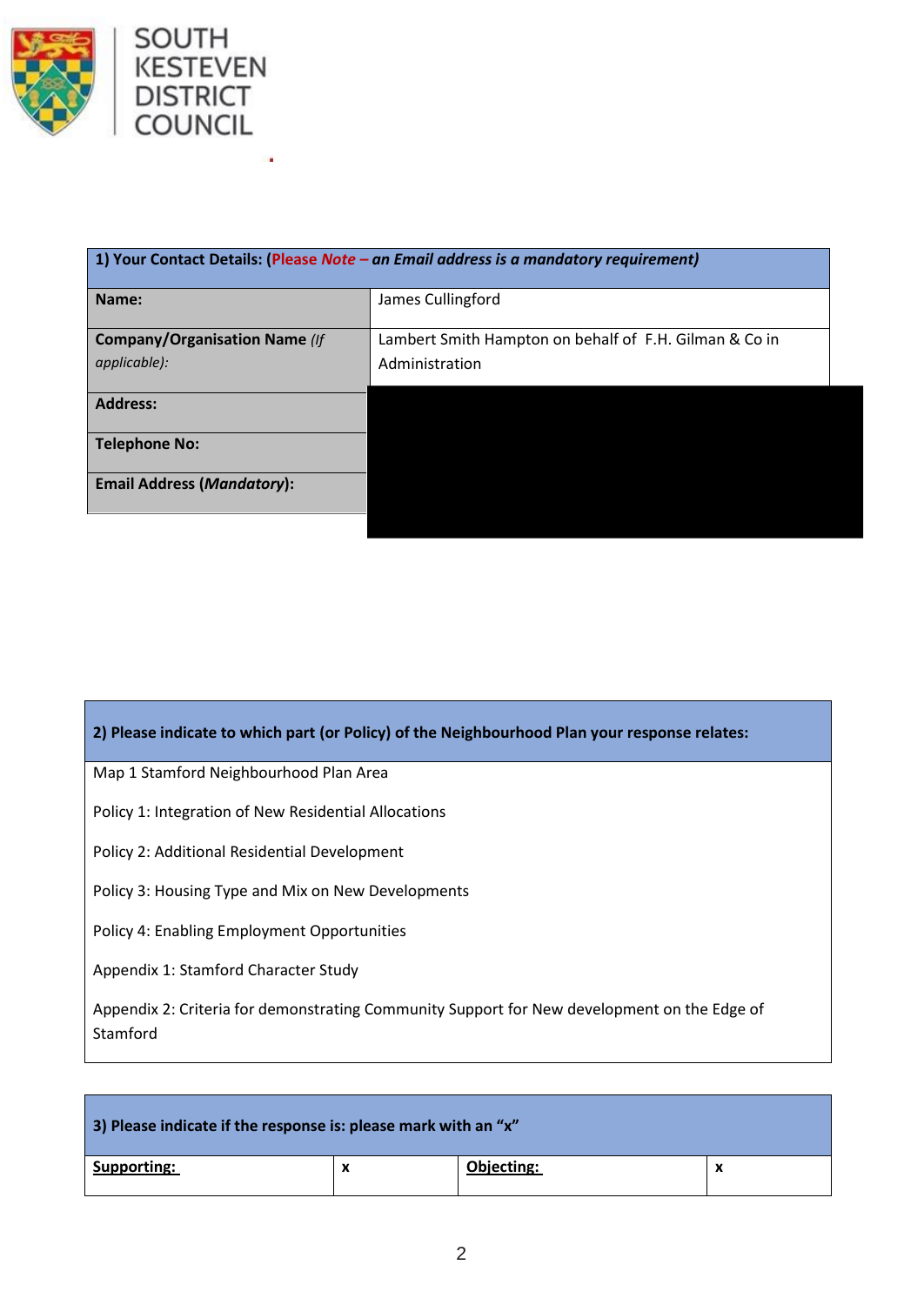SOUTH KESTEVEN DISTRICT COUNCIL

| 1) Your Contact Details: (Please *Note – an Email address is a mandatory requirement)* | |
|---|---|
| **Name:** | James Cullingford |
| **Company/Organisation Name** *(If applicable):* | Lambert Smith Hampton on behalf of F.H. Gilman & Co in Administration |
| **Address:** | |
| **Telephone No:** | |
| **Email Address (*Mandatory*):** | |

| 2) Please indicate to which part (or Policy) of the Neighbourhood Plan your response relates: |
|---|
| Map 1 Stamford Neighbourhood Plan Area<br><br>Policy 1: Integration of New Residential Allocations<br><br>Policy 2: Additional Residential Development<br><br>Policy 3: Housing Type and Mix on New Developments<br><br>Policy 4: Enabling Employment Opportunities<br><br>Appendix 1: Stamford Character Study<br><br>Appendix 2: Criteria for demonstrating Community Support for New development on the Edge of Stamford |

| 3) Please indicate if the response is: please mark with an "x" | | | |
|---|---|---|---|
| **Supporting:** | x | **Objecting:** | x |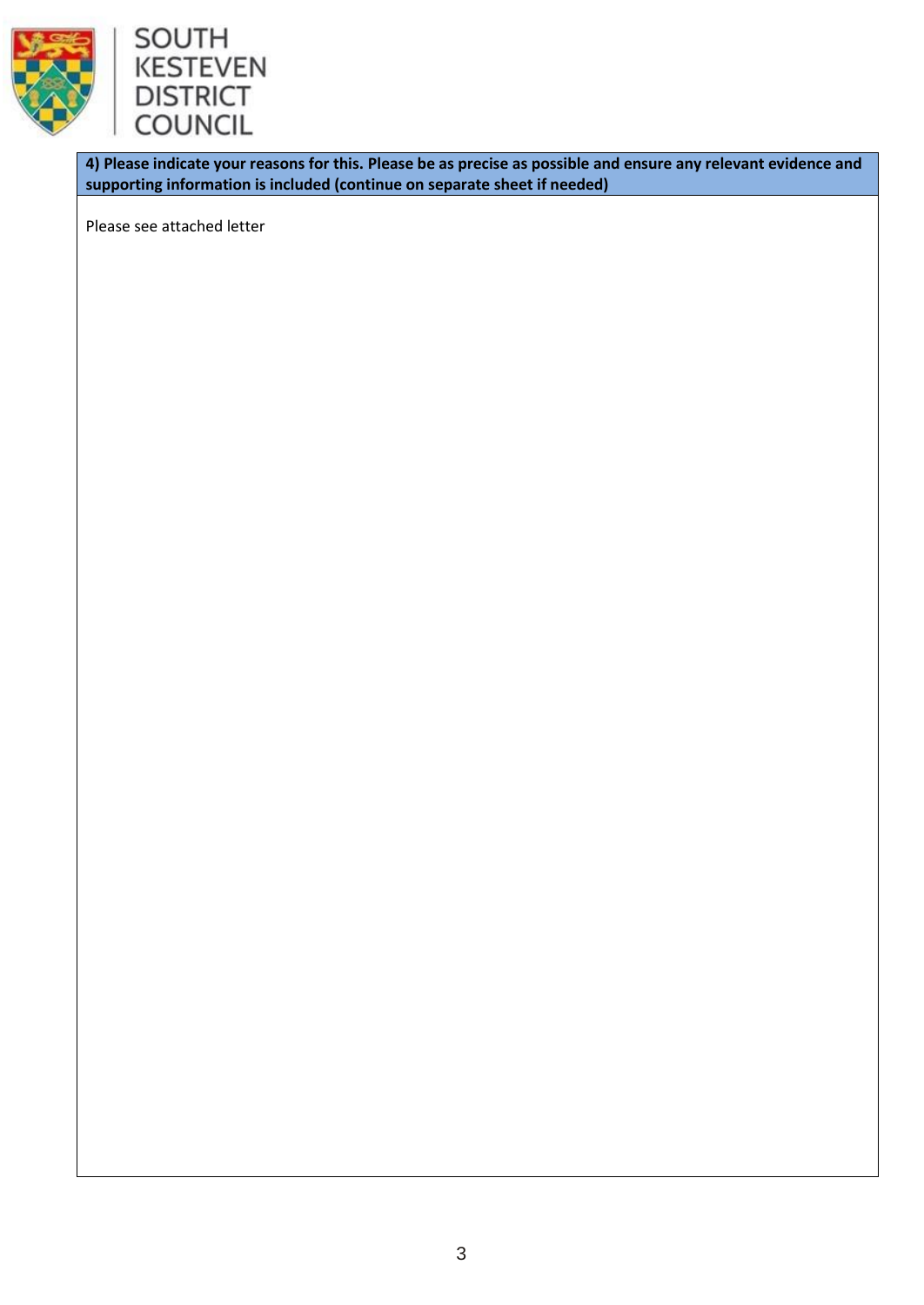SOUTH KESTEVEN DISTRICT COUNCIL

| 4) Please indicate your reasons for this. Please be as precise as possible and ensure any relevant evidence and supporting information is included (continue on separate sheet if needed) |
| --- |
| Please see attached letter |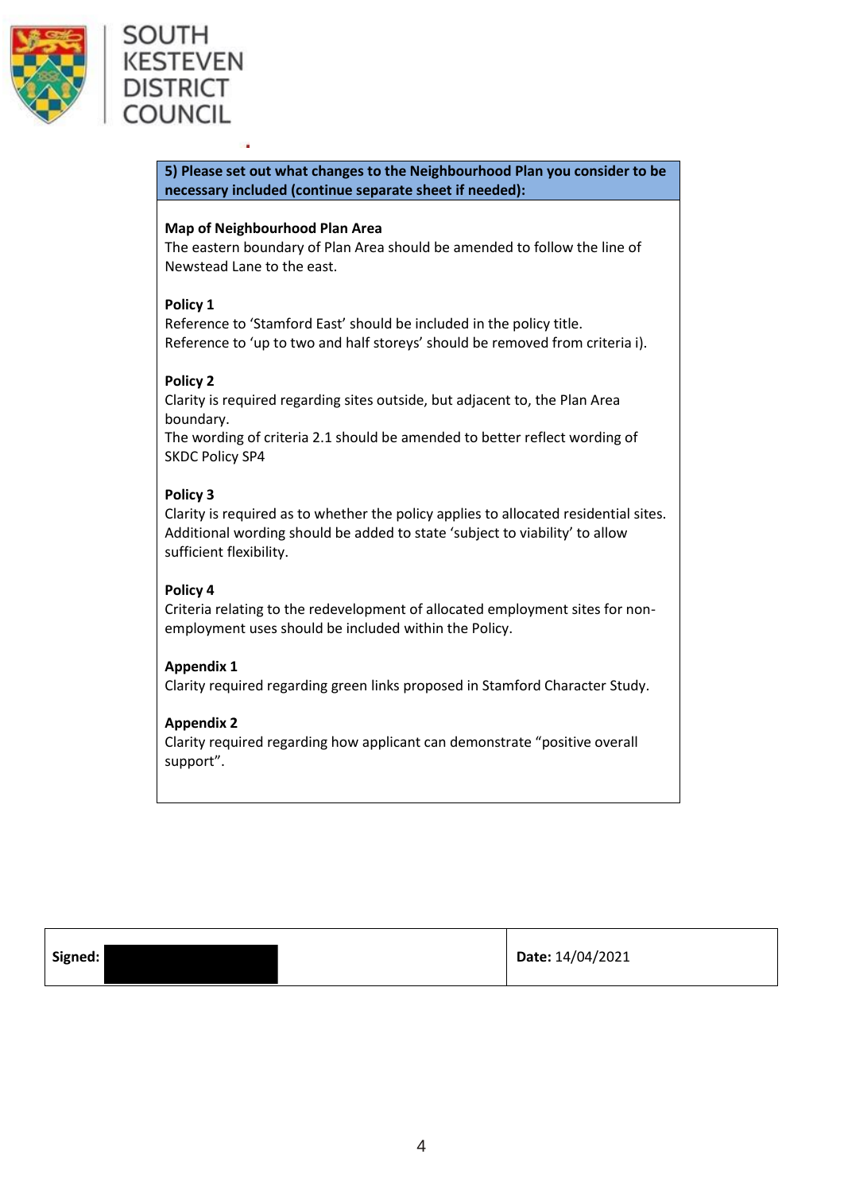**5) Please set out what changes to the Neighbourhood Plan you consider to be necessary included (continue separate sheet if needed):**

**Map of Neighbourhood Plan Area**
The eastern boundary of Plan Area should be amended to follow the line of Newstead Lane to the east.

**Policy 1**
Reference to 'Stamford East' should be included in the policy title.
Reference to 'up to two and half storeys' should be removed from criteria i).

**Policy 2**
Clarity is required regarding sites outside, but adjacent to, the Plan Area boundary.
The wording of criteria 2.1 should be amended to better reflect wording of SKDC Policy SP4

**Policy 3**
Clarity is required as to whether the policy applies to allocated residential sites. Additional wording should be added to state 'subject to viability' to allow sufficient flexibility.

**Policy 4**
Criteria relating to the redevelopment of allocated employment sites for non-employment uses should be included within the Policy.

**Appendix 1**
Clarity required regarding green links proposed in Stamford Character Study.

**Appendix 2**
Clarity required regarding how applicant can demonstrate "positive overall support".

| **Signed:** [redacted] | **Date:** 14/04/2021 |
| --- | --- |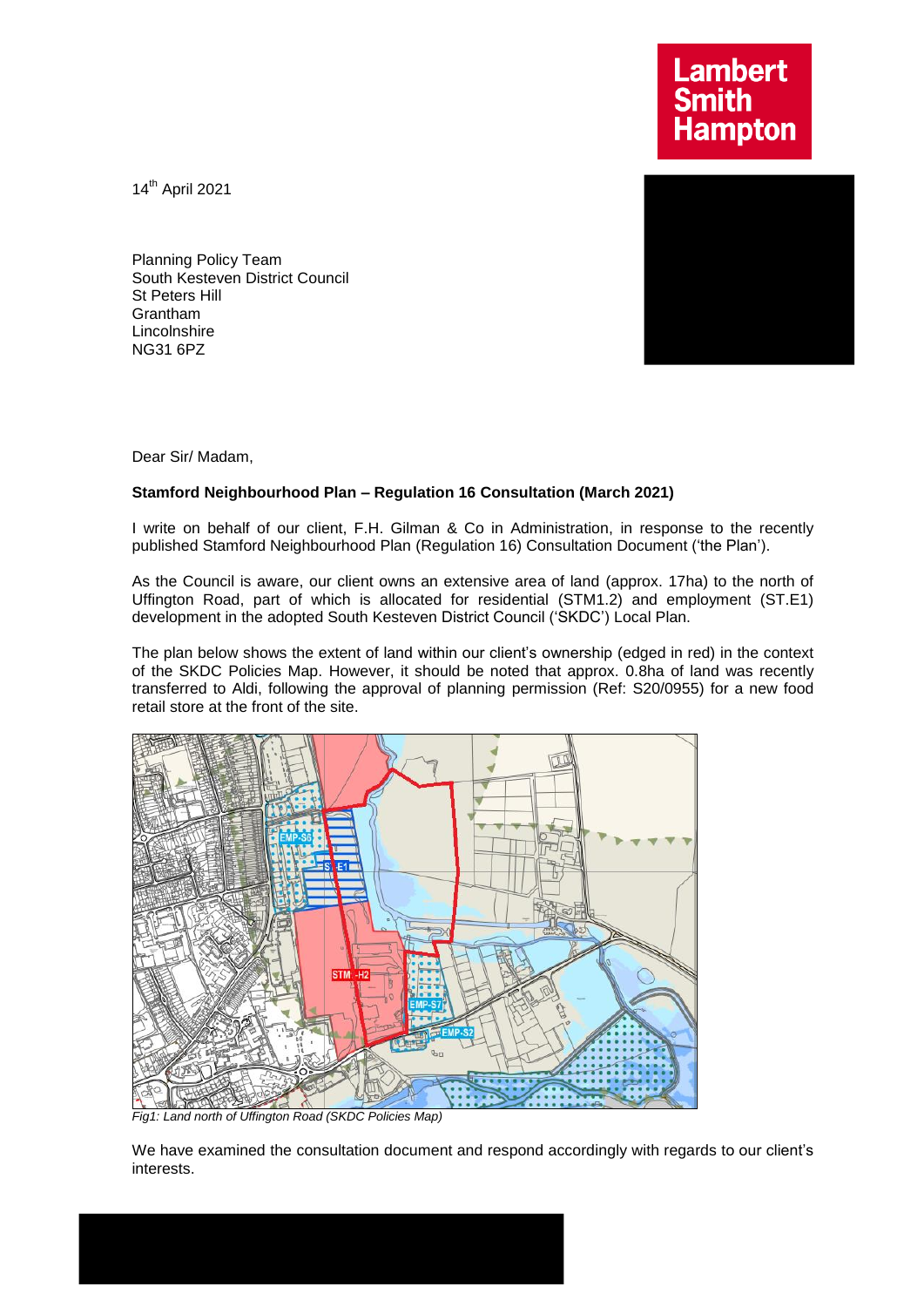14th April 2021

Planning Policy Team
South Kesteven District Council
St Peters Hill
Grantham
Lincolnshire
NG31 6PZ

Dear Sir/ Madam,

**Stamford Neighbourhood Plan – Regulation 16 Consultation (March 2021)**

I write on behalf of our client, F.H. Gilman & Co in Administration, in response to the recently published Stamford Neighbourhood Plan (Regulation 16) Consultation Document ('the Plan').

As the Council is aware, our client owns an extensive area of land (approx. 17ha) to the north of Uffington Road, part of which is allocated for residential (STM1.2) and employment (ST.E1) development in the adopted South Kesteven District Council ('SKDC') Local Plan.

The plan below shows the extent of land within our client's ownership (edged in red) in the context of the SKDC Policies Map. However, it should be noted that approx. 0.8ha of land was recently transferred to Aldi, following the approval of planning permission (Ref: S20/0955) for a new food retail store at the front of the site.

*Fig1: Land north of Uffington Road (SKDC Policies Map)*

We have examined the consultation document and respond accordingly with regards to our client's interests.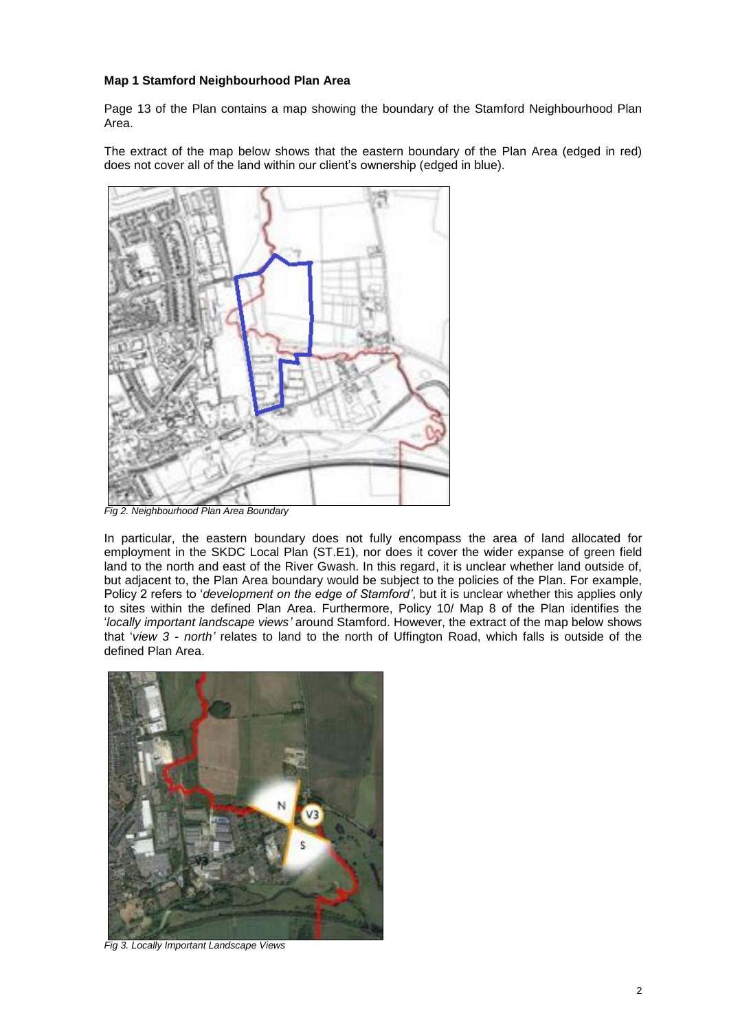**Map 1 Stamford Neighbourhood Plan Area**

Page 13 of the Plan contains a map showing the boundary of the Stamford Neighbourhood Plan Area.

The extract of the map below shows that the eastern boundary of the Plan Area (edged in red) does not cover all of the land within our client's ownership (edged in blue).

*Fig 2. Neighbourhood Plan Area Boundary*

In particular, the eastern boundary does not fully encompass the area of land allocated for employment in the SKDC Local Plan (ST.E1), nor does it cover the wider expanse of green field land to the north and east of the River Gwash. In this regard, it is unclear whether land outside of, but adjacent to, the Plan Area boundary would be subject to the policies of the Plan. For example, Policy 2 refers to '*development on the edge of Stamford'*, but it is unclear whether this applies only to sites within the defined Plan Area. Furthermore, Policy 10/ Map 8 of the Plan identifies the '*locally important landscape views'* around Stamford. However, the extract of the map below shows that '*view 3 - north'* relates to land to the north of Uffington Road, which falls is outside of the defined Plan Area.

*Fig 3. Locally Important Landscape Views*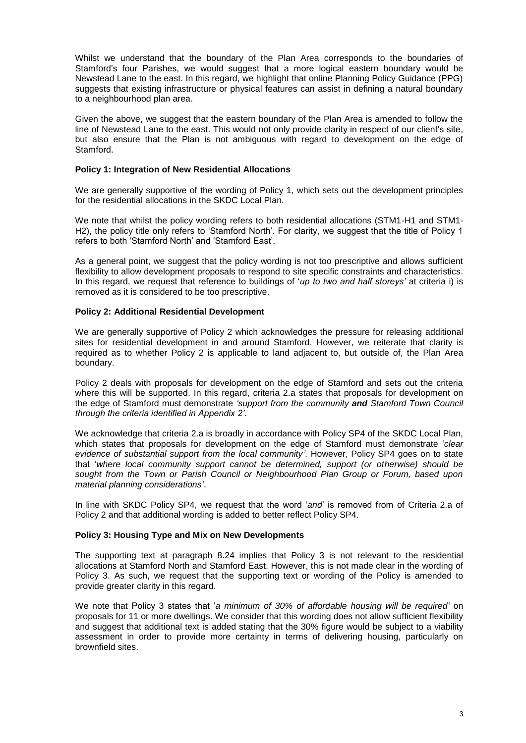Whilst we understand that the boundary of the Plan Area corresponds to the boundaries of Stamford's four Parishes, we would suggest that a more logical eastern boundary would be Newstead Lane to the east. In this regard, we highlight that online Planning Policy Guidance (PPG) suggests that existing infrastructure or physical features can assist in defining a natural boundary to a neighbourhood plan area.

Given the above, we suggest that the eastern boundary of the Plan Area is amended to follow the line of Newstead Lane to the east. This would not only provide clarity in respect of our client's site, but also ensure that the Plan is not ambiguous with regard to development on the edge of Stamford.

**Policy 1: Integration of New Residential Allocations**

We are generally supportive of the wording of Policy 1, which sets out the development principles for the residential allocations in the SKDC Local Plan.

We note that whilst the policy wording refers to both residential allocations (STM1-H1 and STM1-H2), the policy title only refers to 'Stamford North'. For clarity, we suggest that the title of Policy 1 refers to both 'Stamford North' and 'Stamford East'.

As a general point, we suggest that the policy wording is not too prescriptive and allows sufficient flexibility to allow development proposals to respond to site specific constraints and characteristics. In this regard, we request that reference to buildings of '*up to two and half storeys*' at criteria i) is removed as it is considered to be too prescriptive.

**Policy 2: Additional Residential Development**

We are generally supportive of Policy 2 which acknowledges the pressure for releasing additional sites for residential development in and around Stamford. However, we reiterate that clarity is required as to whether Policy 2 is applicable to land adjacent to, but outside of, the Plan Area boundary.

Policy 2 deals with proposals for development on the edge of Stamford and sets out the criteria where this will be supported. In this regard, criteria 2.a states that proposals for development on the edge of Stamford must demonstrate *'support from the community* ***and*** *Stamford Town Council through the criteria identified in Appendix 2'*.

We acknowledge that criteria 2.a is broadly in accordance with Policy SP4 of the SKDC Local Plan, which states that proposals for development on the edge of Stamford must demonstrate '*clear evidence of substantial support from the local community'*. However, Policy SP4 goes on to state that '*where local community support cannot be determined, support (or otherwise) should be sought from the Town or Parish Council or Neighbourhood Plan Group or Forum, based upon material planning considerations'*.

In line with SKDC Policy SP4, we request that the word '*and*' is removed from of Criteria 2.a of Policy 2 and that additional wording is added to better reflect Policy SP4.

**Policy 3: Housing Type and Mix on New Developments**

The supporting text at paragraph 8.24 implies that Policy 3 is not relevant to the residential allocations at Stamford North and Stamford East. However, this is not made clear in the wording of Policy 3. As such, we request that the supporting text or wording of the Policy is amended to provide greater clarity in this regard.

We note that Policy 3 states that '*a minimum of 30% of affordable housing will be required'* on proposals for 11 or more dwellings. We consider that this wording does not allow sufficient flexibility and suggest that additional text is added stating that the 30% figure would be subject to a viability assessment in order to provide more certainty in terms of delivering housing, particularly on brownfield sites.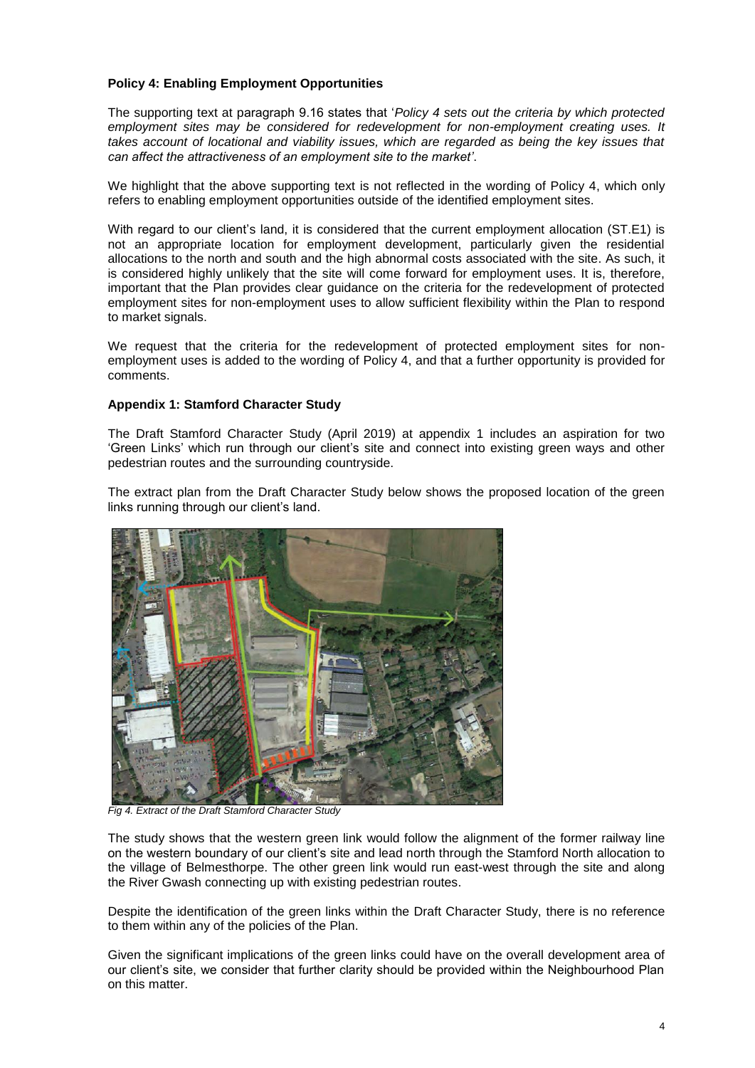**Policy 4: Enabling Employment Opportunities**

The supporting text at paragraph 9.16 states that '*Policy 4 sets out the criteria by which protected employment sites may be considered for redevelopment for non-employment creating uses. It takes account of locational and viability issues, which are regarded as being the key issues that can affect the attractiveness of an employment site to the market'*.

We highlight that the above supporting text is not reflected in the wording of Policy 4, which only refers to enabling employment opportunities outside of the identified employment sites.

With regard to our client's land, it is considered that the current employment allocation (ST.E1) is not an appropriate location for employment development, particularly given the residential allocations to the north and south and the high abnormal costs associated with the site. As such, it is considered highly unlikely that the site will come forward for employment uses. It is, therefore, important that the Plan provides clear guidance on the criteria for the redevelopment of protected employment sites for non-employment uses to allow sufficient flexibility within the Plan to respond to market signals.

We request that the criteria for the redevelopment of protected employment sites for non-employment uses is added to the wording of Policy 4, and that a further opportunity is provided for comments.

**Appendix 1: Stamford Character Study**

The Draft Stamford Character Study (April 2019) at appendix 1 includes an aspiration for two 'Green Links' which run through our client's site and connect into existing green ways and other pedestrian routes and the surrounding countryside.

The extract plan from the Draft Character Study below shows the proposed location of the green links running through our client's land.

*Fig 4. Extract of the Draft Stamford Character Study*

The study shows that the western green link would follow the alignment of the former railway line on the western boundary of our client's site and lead north through the Stamford North allocation to the village of Belmesthorpe. The other green link would run east-west through the site and along the River Gwash connecting up with existing pedestrian routes.

Despite the identification of the green links within the Draft Character Study, there is no reference to them within any of the policies of the Plan.

Given the significant implications of the green links could have on the overall development area of our client's site, we consider that further clarity should be provided within the Neighbourhood Plan on this matter.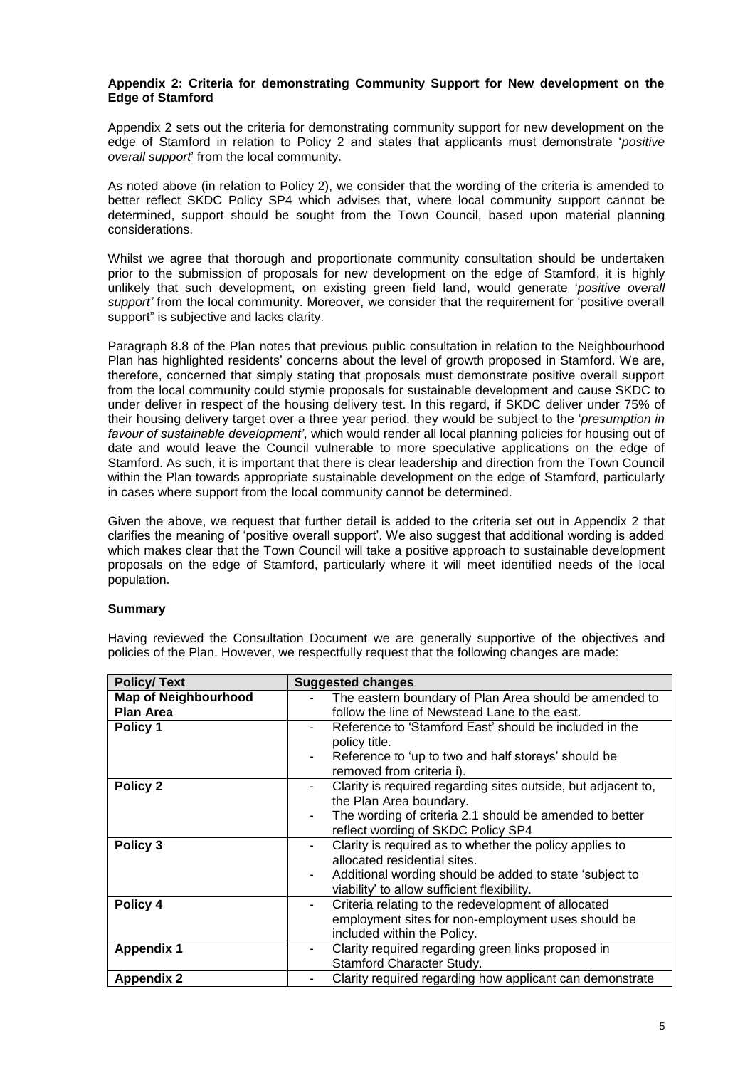**Appendix 2: Criteria for demonstrating Community Support for New development on the Edge of Stamford**

Appendix 2 sets out the criteria for demonstrating community support for new development on the edge of Stamford in relation to Policy 2 and states that applicants must demonstrate '*positive overall support*' from the local community.

As noted above (in relation to Policy 2), we consider that the wording of the criteria is amended to better reflect SKDC Policy SP4 which advises that, where local community support cannot be determined, support should be sought from the Town Council, based upon material planning considerations.

Whilst we agree that thorough and proportionate community consultation should be undertaken prior to the submission of proposals for new development on the edge of Stamford, it is highly unlikely that such development, on existing green field land, would generate '*positive overall support'* from the local community. Moreover, we consider that the requirement for 'positive overall support" is subjective and lacks clarity.

Paragraph 8.8 of the Plan notes that previous public consultation in relation to the Neighbourhood Plan has highlighted residents' concerns about the level of growth proposed in Stamford. We are, therefore, concerned that simply stating that proposals must demonstrate positive overall support from the local community could stymie proposals for sustainable development and cause SKDC to under deliver in respect of the housing delivery test. In this regard, if SKDC deliver under 75% of their housing delivery target over a three year period, they would be subject to the '*presumption in favour of sustainable development'*, which would render all local planning policies for housing out of date and would leave the Council vulnerable to more speculative applications on the edge of Stamford. As such, it is important that there is clear leadership and direction from the Town Council within the Plan towards appropriate sustainable development on the edge of Stamford, particularly in cases where support from the local community cannot be determined.

Given the above, we request that further detail is added to the criteria set out in Appendix 2 that clarifies the meaning of 'positive overall support'. We also suggest that additional wording is added which makes clear that the Town Council will take a positive approach to sustainable development proposals on the edge of Stamford, particularly where it will meet identified needs of the local population.

**Summary**

Having reviewed the Consultation Document we are generally supportive of the objectives and policies of the Plan. However, we respectfully request that the following changes are made:

| Policy/ Text | Suggested changes |
|---|---|
| **Map of Neighbourhood Plan Area** | - The eastern boundary of Plan Area should be amended to follow the line of Newstead Lane to the east. |
| **Policy 1** | - Reference to 'Stamford East' should be included in the policy title.<br>- Reference to 'up to two and half storeys' should be removed from criteria i). |
| **Policy 2** | - Clarity is required regarding sites outside, but adjacent to, the Plan Area boundary.<br>- The wording of criteria 2.1 should be amended to better reflect wording of SKDC Policy SP4 |
| **Policy 3** | - Clarity is required as to whether the policy applies to allocated residential sites.<br>- Additional wording should be added to state 'subject to viability' to allow sufficient flexibility. |
| **Policy 4** | - Criteria relating to the redevelopment of allocated employment sites for non-employment uses should be included within the Policy. |
| **Appendix 1** | - Clarity required regarding green links proposed in Stamford Character Study. |
| **Appendix 2** | - Clarity required regarding how applicant can demonstrate |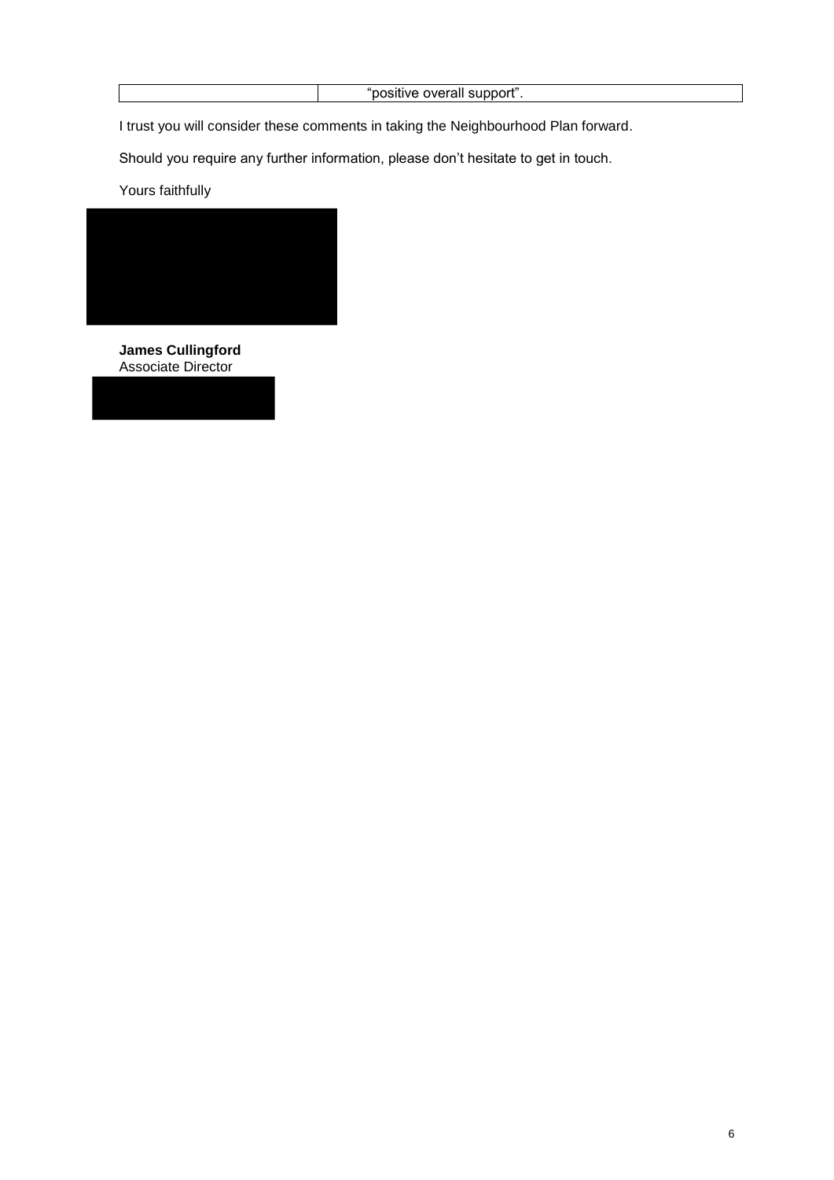| | |
|---|---|
| | "positive overall support". |

I trust you will consider these comments in taking the Neighbourhood Plan forward.

Should you require any further information, please don't hesitate to get in touch.

Yours faithfully

**James Cullingford**
Associate Director